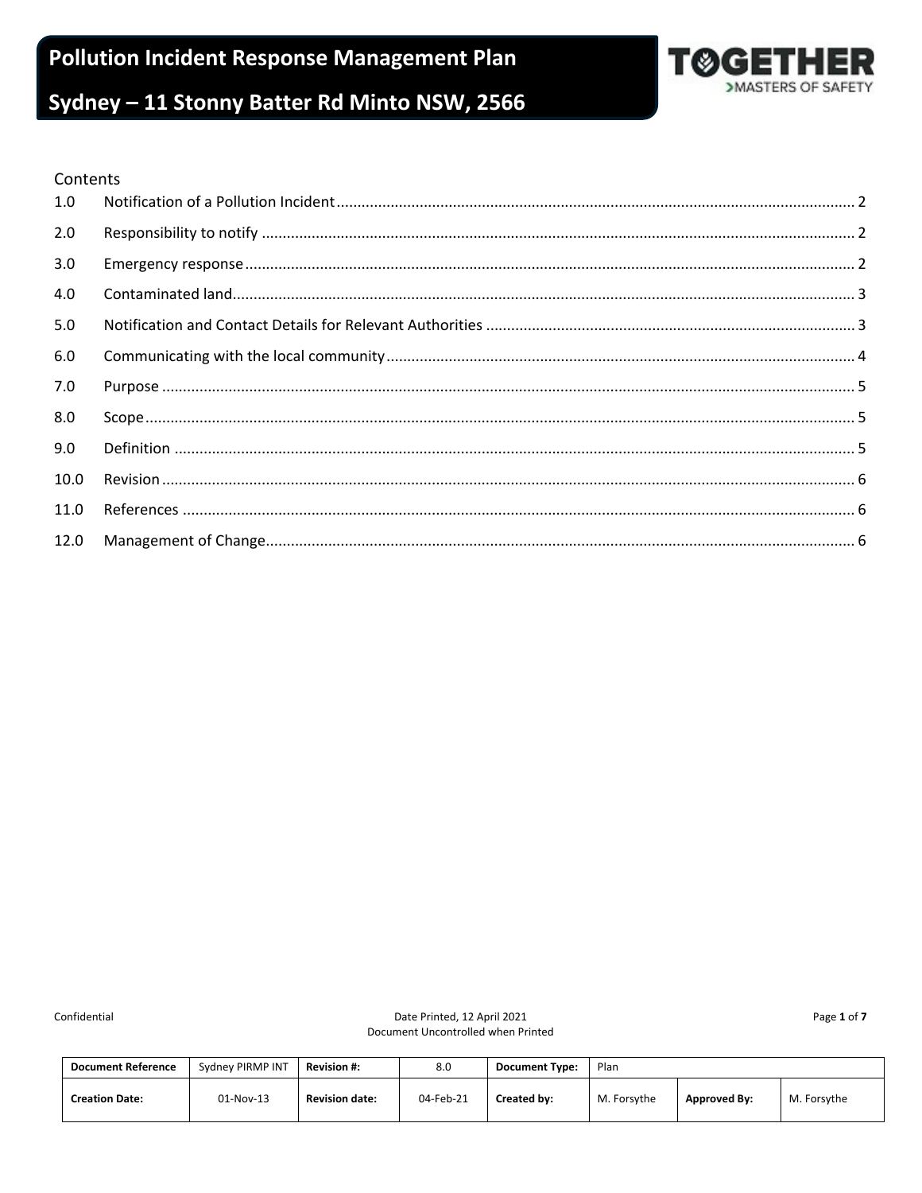# Pollution Incident Response Management Plan

# Sydney – 11 Stonny Batter Rd Minto NSW, 2566

TOGETHER
>MASTERS OF SAFETY

Contents

| | | |
|---|---|---|
| 1.0 | Notification of a Pollution Incident | 2 |
| 2.0 | Responsibility to notify | 2 |
| 3.0 | Emergency response | 2 |
| 4.0 | Contaminated land | 3 |
| 5.0 | Notification and Contact Details for Relevant Authorities | 3 |
| 6.0 | Communicating with the local community | 4 |
| 7.0 | Purpose | 5 |
| 8.0 | Scope | 5 |
| 9.0 | Definition | 5 |
| 10.0 | Revision | 6 |
| 11.0 | References | 6 |
| 12.0 | Management of Change | 6 |

Confidential

Date Printed, 12 April 2021
Document Uncontrolled when Printed

| Document Reference | Sydney PIRMP INT | Revision #: | 8.0 | Document Type: | Plan | | |
|---|---|---|---|---|---|---|---|
| Creation Date: | 01-Nov-13 | Revision date: | 04-Feb-21 | Created by: | M. Forsythe | Approved By: | M. Forsythe |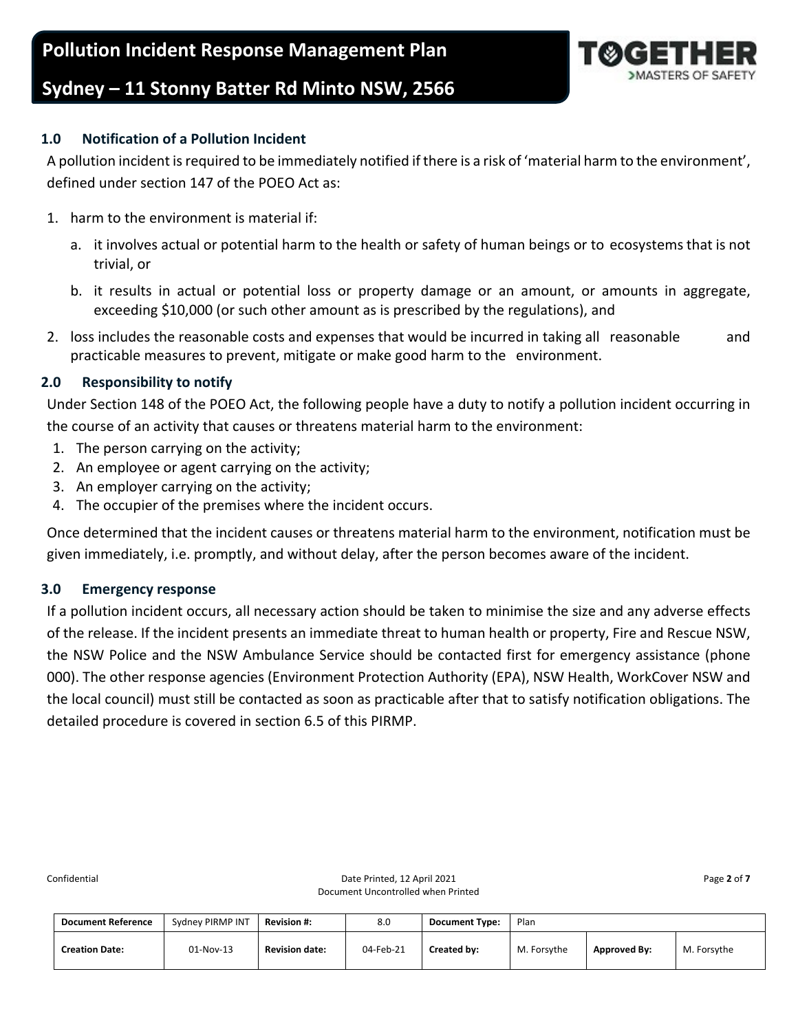## 1.0 Notification of a Pollution Incident

A pollution incident is required to be immediately notified if there is a risk of 'material harm to the environment', defined under section 147 of the POEO Act as:

1. harm to the environment is material if:
   a. it involves actual or potential harm to the health or safety of human beings or to ecosystems that is not trivial, or
   b. it results in actual or potential loss or property damage or an amount, or amounts in aggregate, exceeding $10,000 (or such other amount as is prescribed by the regulations), and
2. loss includes the reasonable costs and expenses that would be incurred in taking all reasonable and practicable measures to prevent, mitigate or make good harm to the environment.

## 2.0 Responsibility to notify

Under Section 148 of the POEO Act, the following people have a duty to notify a pollution incident occurring in the course of an activity that causes or threatens material harm to the environment:

1. The person carrying on the activity;
2. An employee or agent carrying on the activity;
3. An employer carrying on the activity;
4. The occupier of the premises where the incident occurs.

Once determined that the incident causes or threatens material harm to the environment, notification must be given immediately, i.e. promptly, and without delay, after the person becomes aware of the incident.

## 3.0 Emergency response

If a pollution incident occurs, all necessary action should be taken to minimise the size and any adverse effects of the release. If the incident presents an immediate threat to human health or property, Fire and Rescue NSW, the NSW Police and the NSW Ambulance Service should be contacted first for emergency assistance (phone 000). The other response agencies (Environment Protection Authority (EPA), NSW Health, WorkCover NSW and the local council) must still be contacted as soon as practicable after that to satisfy notification obligations. The detailed procedure is covered in section 6.5 of this PIRMP.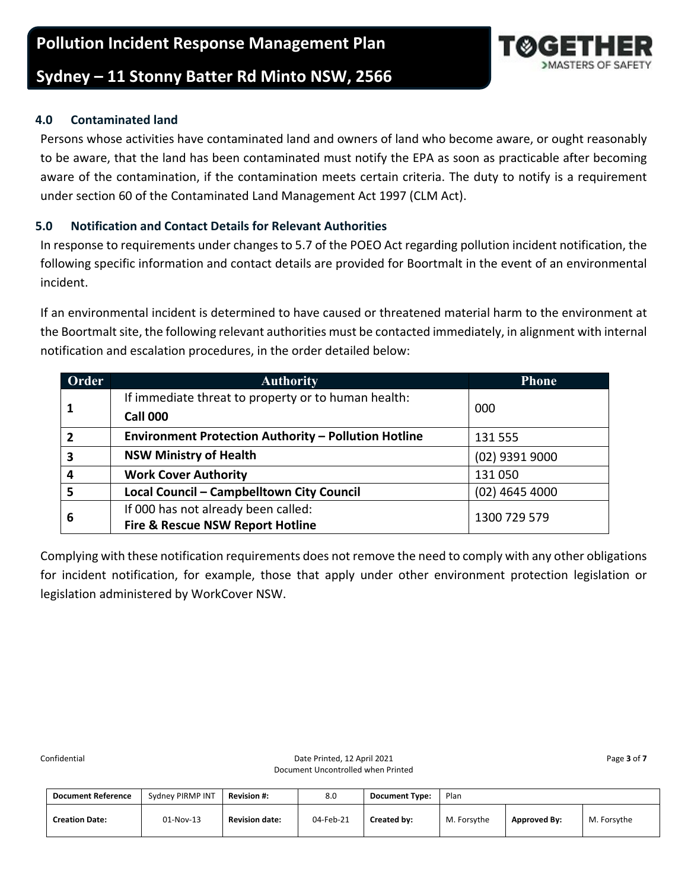## 4.0 Contaminated land

Persons whose activities have contaminated land and owners of land who become aware, or ought reasonably to be aware, that the land has been contaminated must notify the EPA as soon as practicable after becoming aware of the contamination, if the contamination meets certain criteria. The duty to notify is a requirement under section 60 of the Contaminated Land Management Act 1997 (CLM Act).

## 5.0 Notification and Contact Details for Relevant Authorities

In response to requirements under changes to 5.7 of the POEO Act regarding pollution incident notification, the following specific information and contact details are provided for Boortmalt in the event of an environmental incident.

If an environmental incident is determined to have caused or threatened material harm to the environment at the Boortmalt site, the following relevant authorities must be contacted immediately, in alignment with internal notification and escalation procedures, in the order detailed below:

| Order | Authority | Phone |
|---|---|---|
| 1 | If immediate threat to property or to human health: **Call 000** | 000 |
| 2 | **Environment Protection Authority – Pollution Hotline** | 131 555 |
| 3 | **NSW Ministry of Health** | (02) 9391 9000 |
| 4 | **Work Cover Authority** | 131 050 |
| 5 | **Local Council – Campbelltown City Council** | (02) 4645 4000 |
| 6 | If 000 has not already been called: **Fire & Rescue NSW Report Hotline** | 1300 729 579 |

Complying with these notification requirements does not remove the need to comply with any other obligations for incident notification, for example, those that apply under other environment protection legislation or legislation administered by WorkCover NSW.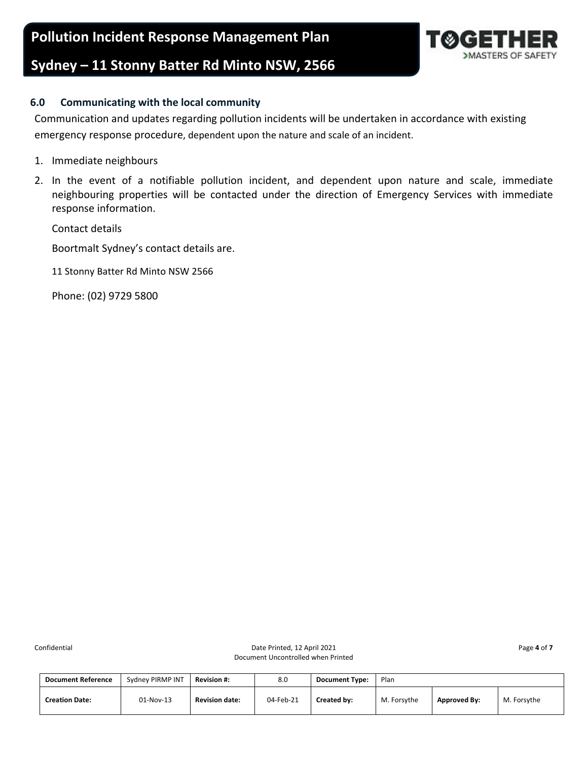## 6.0 Communicating with the local community

Communication and updates regarding pollution incidents will be undertaken in accordance with existing emergency response procedure, dependent upon the nature and scale of an incident.

1. Immediate neighbours
2. In the event of a notifiable pollution incident, and dependent upon nature and scale, immediate neighbouring properties will be contacted under the direction of Emergency Services with immediate response information.

   Contact details

   Boortmalt Sydney's contact details are.

   11 Stonny Batter Rd Minto NSW 2566

   Phone: (02) 9729 5800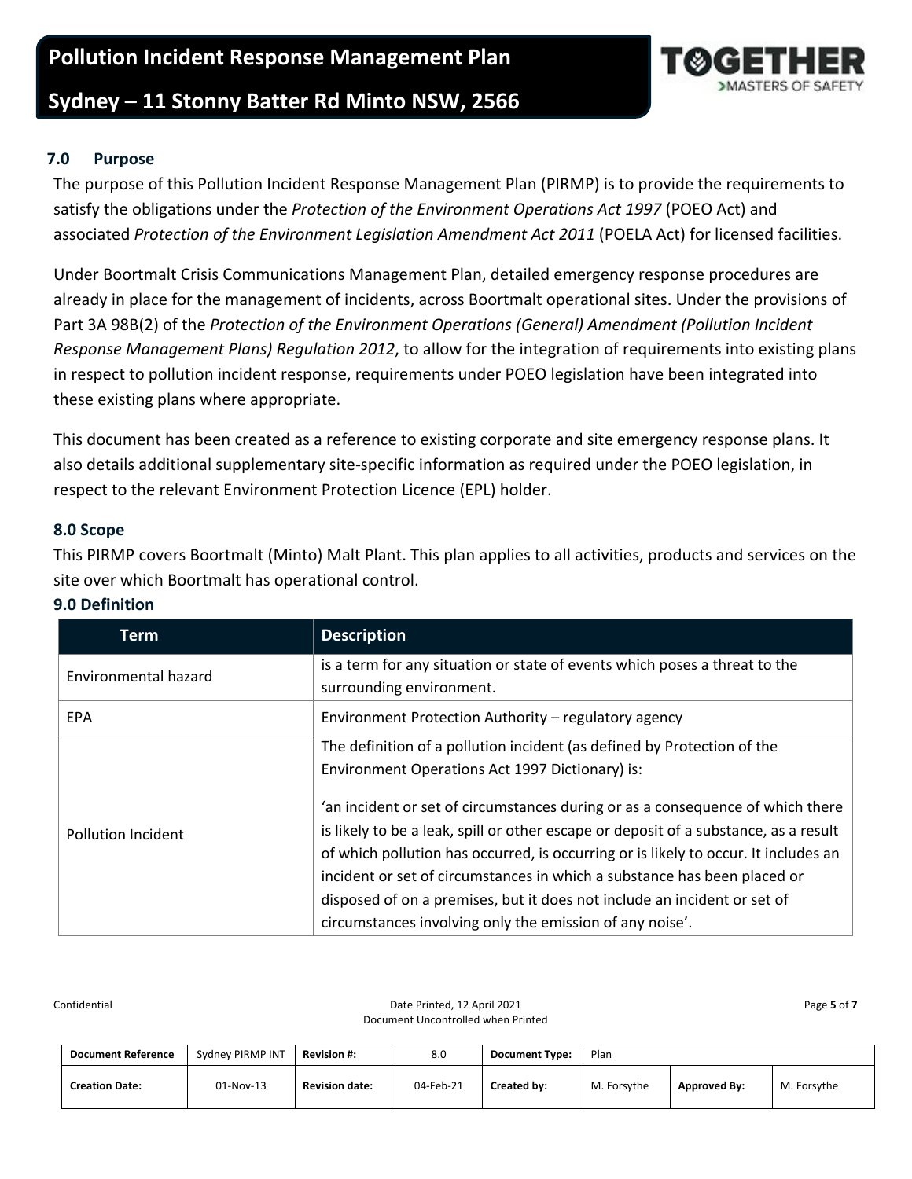## 7.0 Purpose

The purpose of this Pollution Incident Response Management Plan (PIRMP) is to provide the requirements to satisfy the obligations under the *Protection of the Environment Operations Act 1997* (POEO Act) and associated *Protection of the Environment Legislation Amendment Act 2011* (POELA Act) for licensed facilities.

Under Boortmalt Crisis Communications Management Plan, detailed emergency response procedures are already in place for the management of incidents, across Boortmalt operational sites. Under the provisions of Part 3A 98B(2) of the *Protection of the Environment Operations (General) Amendment (Pollution Incident Response Management Plans) Regulation 2012*, to allow for the integration of requirements into existing plans in respect to pollution incident response, requirements under POEO legislation have been integrated into these existing plans where appropriate.

This document has been created as a reference to existing corporate and site emergency response plans. It also details additional supplementary site-specific information as required under the POEO legislation, in respect to the relevant Environment Protection Licence (EPL) holder.

## 8.0 Scope

This PIRMP covers Boortmalt (Minto) Malt Plant. This plan applies to all activities, products and services on the site over which Boortmalt has operational control.

## 9.0 Definition

| Term | Description |
|---|---|
| Environmental hazard | is a term for any situation or state of events which poses a threat to the surrounding environment. |
| EPA | Environment Protection Authority – regulatory agency |
| Pollution Incident | The definition of a pollution incident (as defined by Protection of the Environment Operations Act 1997 Dictionary) is:<br><br>'an incident or set of circumstances during or as a consequence of which there is likely to be a leak, spill or other escape or deposit of a substance, as a result of which pollution has occurred, is occurring or is likely to occur. It includes an incident or set of circumstances in which a substance has been placed or disposed of on a premises, but it does not include an incident or set of circumstances involving only the emission of any noise'. |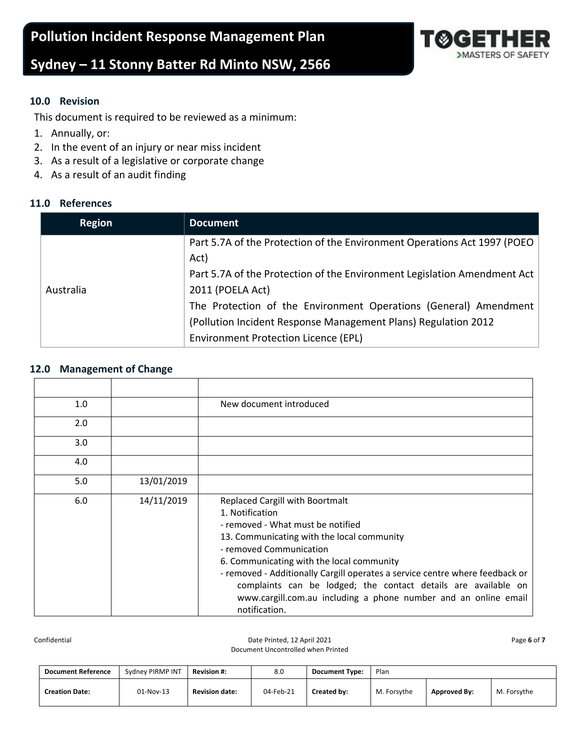## 10.0 Revision

This document is required to be reviewed as a minimum:

1. Annually, or:
2. In the event of an injury or near miss incident
3. As a result of a legislative or corporate change
4. As a result of an audit finding

## 11.0 References

| Region | Document |
|---|---|
| Australia | Part 5.7A of the Protection of the Environment Operations Act 1997 (POEO Act)<br>Part 5.7A of the Protection of the Environment Legislation Amendment Act 2011 (POELA Act)<br>The Protection of the Environment Operations (General) Amendment (Pollution Incident Response Management Plans) Regulation 2012<br>Environment Protection Licence (EPL) |

## 12.0 Management of Change

| | | |
|---|---|---|
| 1.0 | | New document introduced |
| 2.0 | | |
| 3.0 | | |
| 4.0 | | |
| 5.0 | 13/01/2019 | |
| 6.0 | 14/11/2019 | Replaced Cargill with Boortmalt<br>1. Notification<br>- removed - What must be notified<br>13. Communicating with the local community<br>- removed Communication<br>6. Communicating with the local community<br>- removed - Additionally Cargill operates a service centre where feedback or complaints can be lodged; the contact details are available on www.cargill.com.au including a phone number and an online email notification. |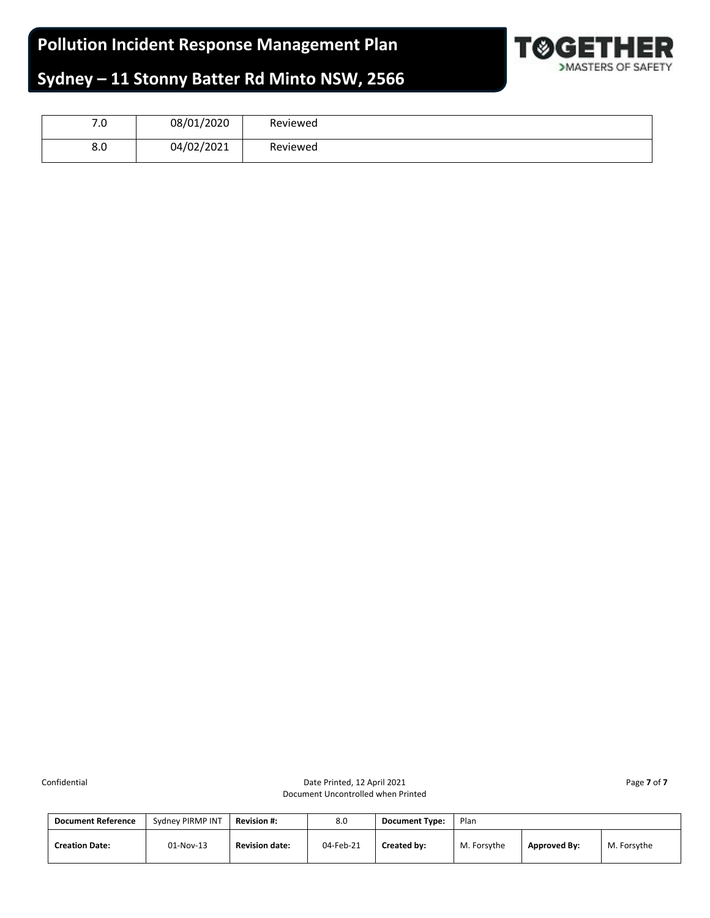| | | |
|---|---|---|
| 7.0 | 08/01/2020 | Reviewed |
| 8.0 | 04/02/2021 | Reviewed |